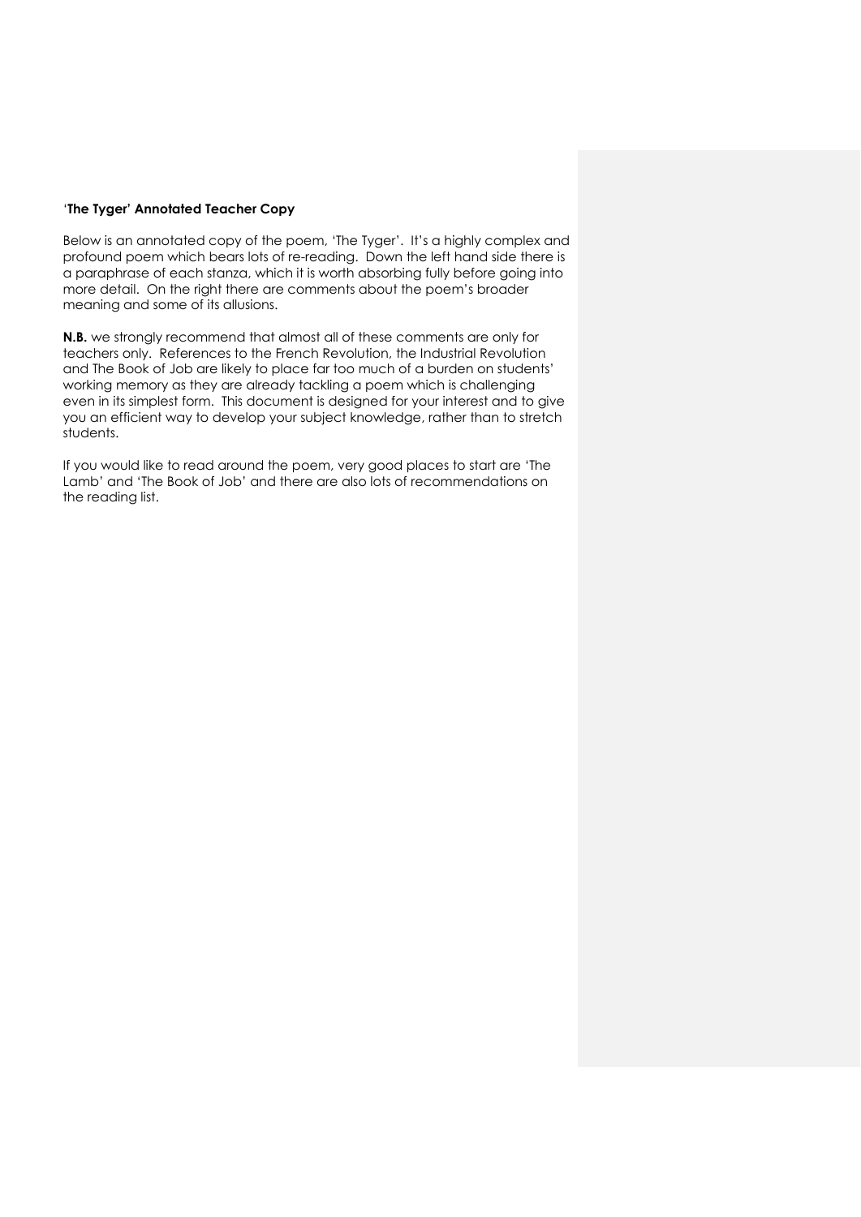**'The Tyger' Annotated Teacher Copy**

Below is an annotated copy of the poem, 'The Tyger'. It's a highly complex and profound poem which bears lots of re-reading. Down the left hand side there is a paraphrase of each stanza, which it is worth absorbing fully before going into more detail. On the right there are comments about the poem's broader meaning and some of its allusions.

**N.B.** we strongly recommend that almost all of these comments are only for teachers only. References to the French Revolution, the Industrial Revolution and The Book of Job are likely to place far too much of a burden on students' working memory as they are already tackling a poem which is challenging even in its simplest form. This document is designed for your interest and to give you an efficient way to develop your subject knowledge, rather than to stretch students.

If you would like to read around the poem, very good places to start are 'The Lamb' and 'The Book of Job' and there are also lots of recommendations on the reading list.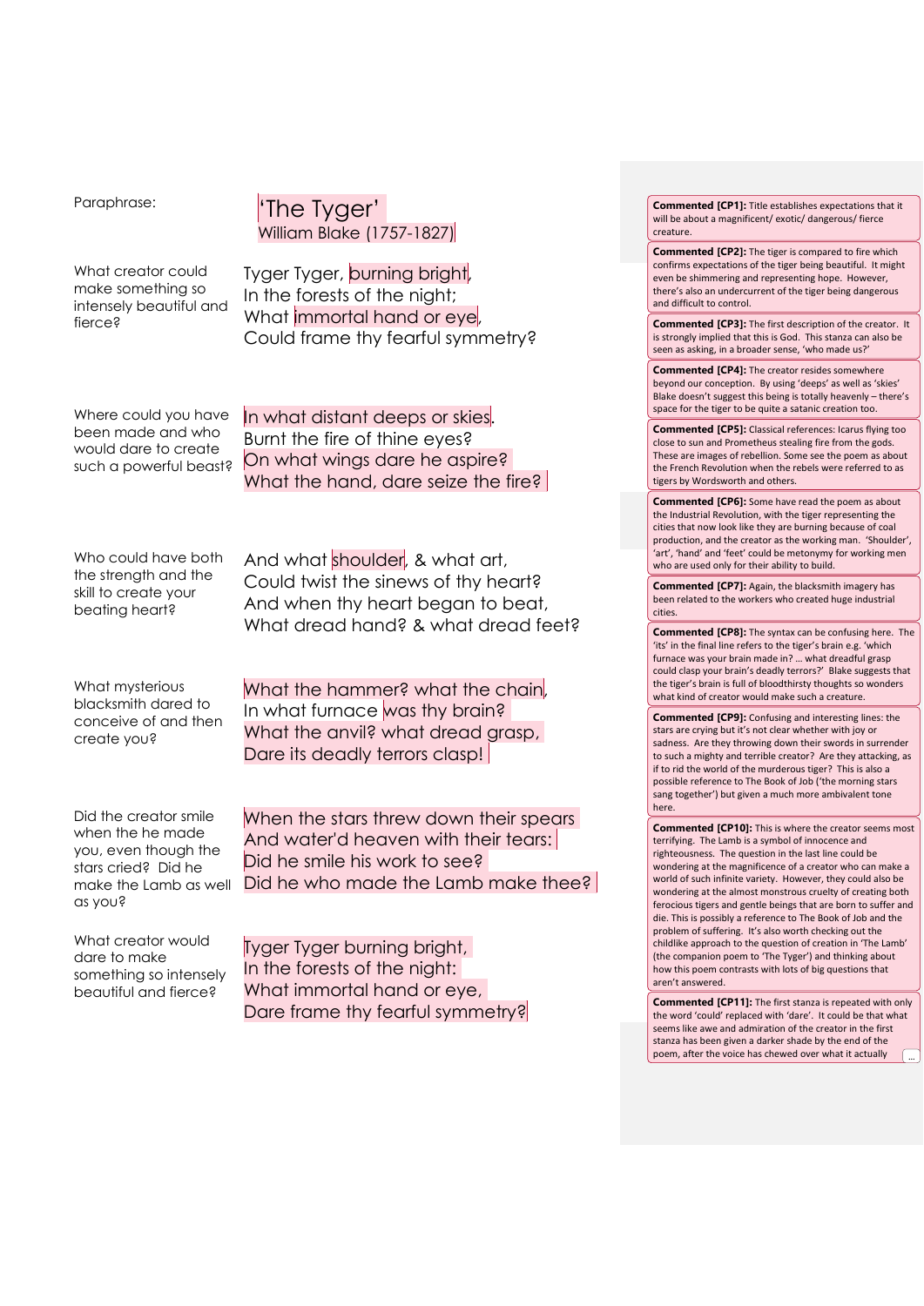Paraphrase:

# 'The Tyger'

William Blake (1757-1827)

What creator could make something so intensely beautiful and fierce?

Tyger Tyger, burning bright,
In the forests of the night;
What immortal hand or eye,
Could frame thy fearful symmetry?

Where could you have been made and who would dare to create such a powerful beast?

In what distant deeps or skies.
Burnt the fire of thine eyes?
On what wings dare he aspire?
What the hand, dare seize the fire?

Who could have both the strength and the skill to create your beating heart?

And what shoulder, & what art,
Could twist the sinews of thy heart?
And when thy heart began to beat,
What dread hand? & what dread feet?

What mysterious blacksmith dared to conceive of and then create you?

What the hammer? what the chain,
In what furnace was thy brain?
What the anvil? what dread grasp,
Dare its deadly terrors clasp!

Did the creator smile when the he made you, even though the stars cried? Did he make the Lamb as well as you?

When the stars threw down their spears
And water'd heaven with their tears:
Did he smile his work to see?
Did he who made the Lamb make thee?

What creator would dare to make something so intensely beautiful and fierce?

Tyger Tyger burning bright,
In the forests of the night:
What immortal hand or eye,
Dare frame thy fearful symmetry?

**Commented [CP1]:** Title establishes expectations that it will be about a magnificent/ exotic/ dangerous/ fierce creature.

**Commented [CP2]:** The tiger is compared to fire which confirms expectations of the tiger being beautiful. It might even be shimmering and representing hope. However, there's also an undercurrent of the tiger being dangerous and difficult to control.

**Commented [CP3]:** The first description of the creator. It is strongly implied that this is God. This stanza can also be seen as asking, in a broader sense, 'who made us?'

**Commented [CP4]:** The creator resides somewhere beyond our conception. By using 'deeps' as well as 'skies' Blake doesn't suggest this being is totally heavenly – there's space for the tiger to be quite a satanic creation too.

**Commented [CP5]:** Classical references: Icarus flying too close to sun and Prometheus stealing fire from the gods. These are images of rebellion. Some see the poem as about the French Revolution when the rebels were referred to as tigers by Wordsworth and others.

**Commented [CP6]:** Some have read the poem as about the Industrial Revolution, with the tiger representing the cities that now look like they are burning because of coal production, and the creator as the working man. 'Shoulder', 'art', 'hand' and 'feet' could be metonymy for working men who are used only for their ability to build.

**Commented [CP7]:** Again, the blacksmith imagery has been related to the workers who created huge industrial cities.

**Commented [CP8]:** The syntax can be confusing here. The 'its' in the final line refers to the tiger's brain e.g. 'which furnace was your brain made in? … what dreadful grasp could clasp your brain's deadly terrors?' Blake suggests that the tiger's brain is full of bloodthirsty thoughts so wonders what kind of creator would make such a creature.

**Commented [CP9]:** Confusing and interesting lines: the stars are crying but it's not clear whether with joy or sadness. Are they throwing down their swords in surrender to such a mighty and terrible creator? Are they attacking, as if to rid the world of the murderous tiger? This is also a possible reference to The Book of Job ('the morning stars sang together') but given a much more ambivalent tone here.

**Commented [CP10]:** This is where the creator seems most terrifying. The Lamb is a symbol of innocence and righteousness. The question in the last line could be wondering at the magnificence of a creator who can make a world of such infinite variety. However, they could also be wondering at the almost monstrous cruelty of creating both ferocious tigers and gentle beings that are born to suffer and die. This is possibly a reference to The Book of Job and the problem of suffering. It's also worth checking out the childlike approach to the question of creation in 'The Lamb' (the companion poem to 'The Tyger') and thinking about how this poem contrasts with lots of big questions that aren't answered.

**Commented [CP11]:** The first stanza is repeated with only the word 'could' replaced with 'dare'. It could be that what seems like awe and admiration of the creator in the first stanza has been given a darker shade by the end of the poem, after the voice has chewed over what it actually …